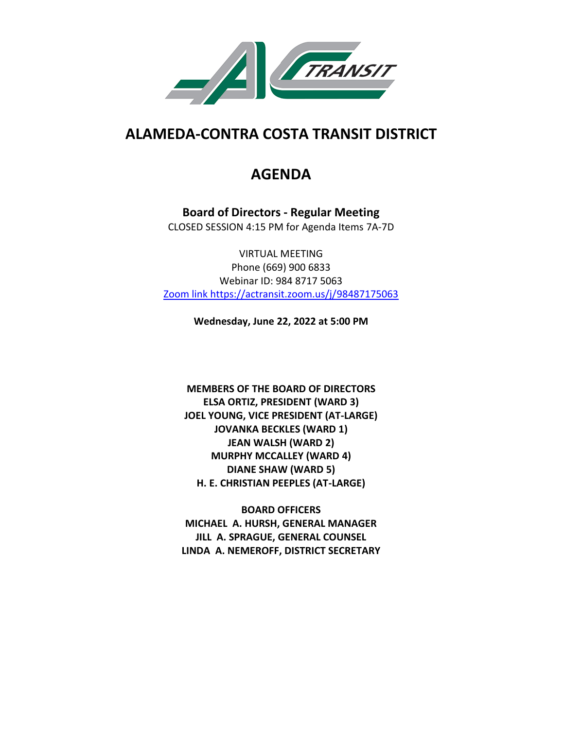# ALAMEDA-CONTRA COSTA TRANSIT DISTRICT

# AGENDA

**Board of Directors - Regular Meeting**

CLOSED SESSION 4:15 PM for Agenda Items 7A-7D

VIRTUAL MEETING
Phone (669) 900 6833
Webinar ID: 984 8717 5063
[Zoom link https://actransit.zoom.us/j/98487175063](https://actransit.zoom.us/j/98487175063)

**Wednesday, June 22, 2022 at 5:00 PM**

**MEMBERS OF THE BOARD OF DIRECTORS**
**ELSA ORTIZ, PRESIDENT (WARD 3)**
**JOEL YOUNG, VICE PRESIDENT (AT-LARGE)**
**JOVANKA BECKLES (WARD 1)**
**JEAN WALSH (WARD 2)**
**MURPHY MCCALLEY (WARD 4)**
**DIANE SHAW (WARD 5)**
**H. E. CHRISTIAN PEEPLES (AT-LARGE)**

**BOARD OFFICERS**
**MICHAEL A. HURSH, GENERAL MANAGER**
**JILL A. SPRAGUE, GENERAL COUNSEL**
**LINDA A. NEMEROFF, DISTRICT SECRETARY**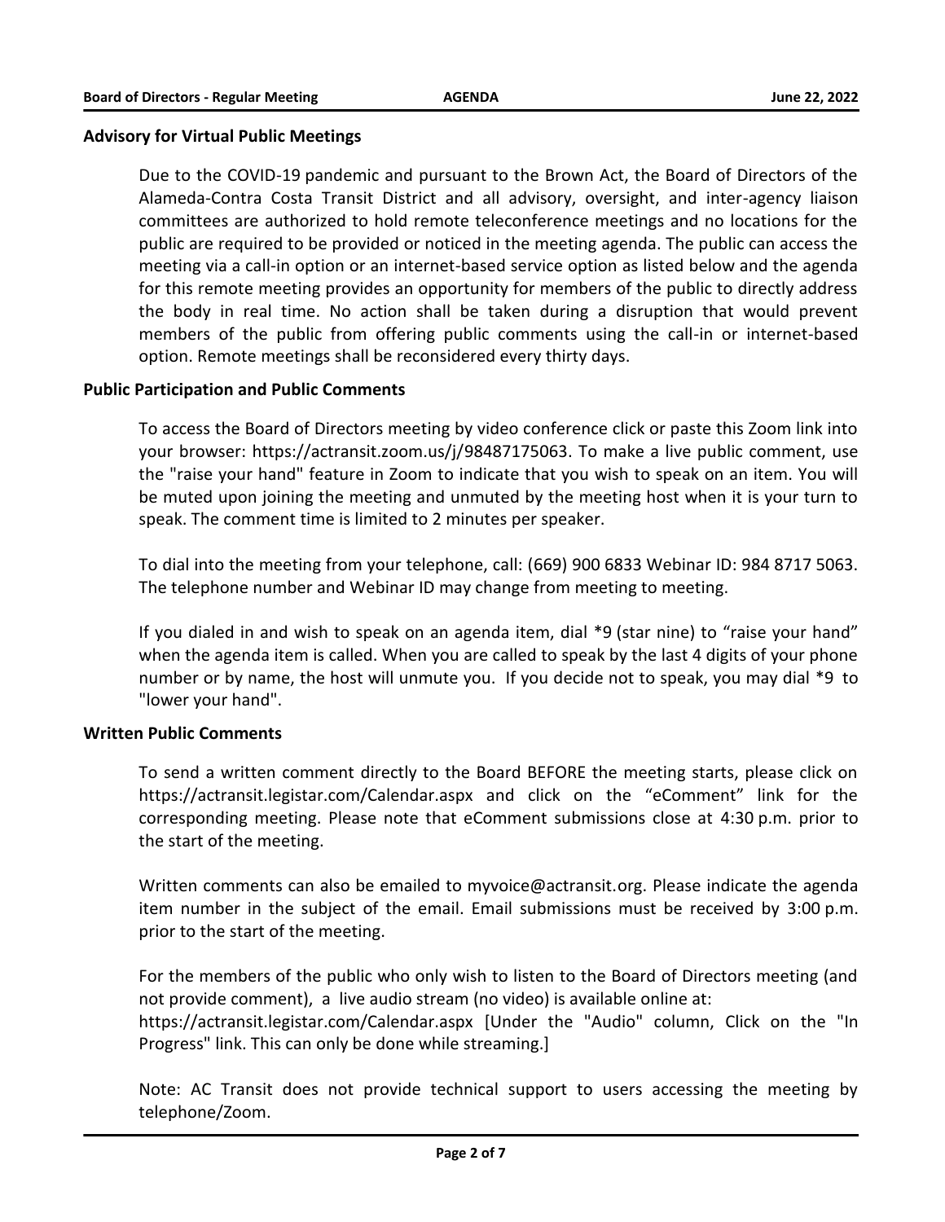## Advisory for Virtual Public Meetings

Due to the COVID-19 pandemic and pursuant to the Brown Act, the Board of Directors of the Alameda-Contra Costa Transit District and all advisory, oversight, and inter-agency liaison committees are authorized to hold remote teleconference meetings and no locations for the public are required to be provided or noticed in the meeting agenda. The public can access the meeting via a call-in option or an internet-based service option as listed below and the agenda for this remote meeting provides an opportunity for members of the public to directly address the body in real time. No action shall be taken during a disruption that would prevent members of the public from offering public comments using the call-in or internet-based option. Remote meetings shall be reconsidered every thirty days.

## Public Participation and Public Comments

To access the Board of Directors meeting by video conference click or paste this Zoom link into your browser: https://actransit.zoom.us/j/98487175063. To make a live public comment, use the "raise your hand" feature in Zoom to indicate that you wish to speak on an item. You will be muted upon joining the meeting and unmuted by the meeting host when it is your turn to speak. The comment time is limited to 2 minutes per speaker.

To dial into the meeting from your telephone, call: (669) 900 6833 Webinar ID: 984 8717 5063. The telephone number and Webinar ID may change from meeting to meeting.

If you dialed in and wish to speak on an agenda item, dial *9 (star nine) to "raise your hand" when the agenda item is called. When you are called to speak by the last 4 digits of your phone number or by name, the host will unmute you. If you decide not to speak, you may dial *9 to "lower your hand".

## Written Public Comments

To send a written comment directly to the Board BEFORE the meeting starts, please click on https://actransit.legistar.com/Calendar.aspx and click on the "eComment" link for the corresponding meeting. Please note that eComment submissions close at 4:30 p.m. prior to the start of the meeting.

Written comments can also be emailed to myvoice@actransit.org. Please indicate the agenda item number in the subject of the email. Email submissions must be received by 3:00 p.m. prior to the start of the meeting.

For the members of the public who only wish to listen to the Board of Directors meeting (and not provide comment), a live audio stream (no video) is available online at: https://actransit.legistar.com/Calendar.aspx [Under the "Audio" column, Click on the "In Progress" link. This can only be done while streaming.]

Note: AC Transit does not provide technical support to users accessing the meeting by telephone/Zoom.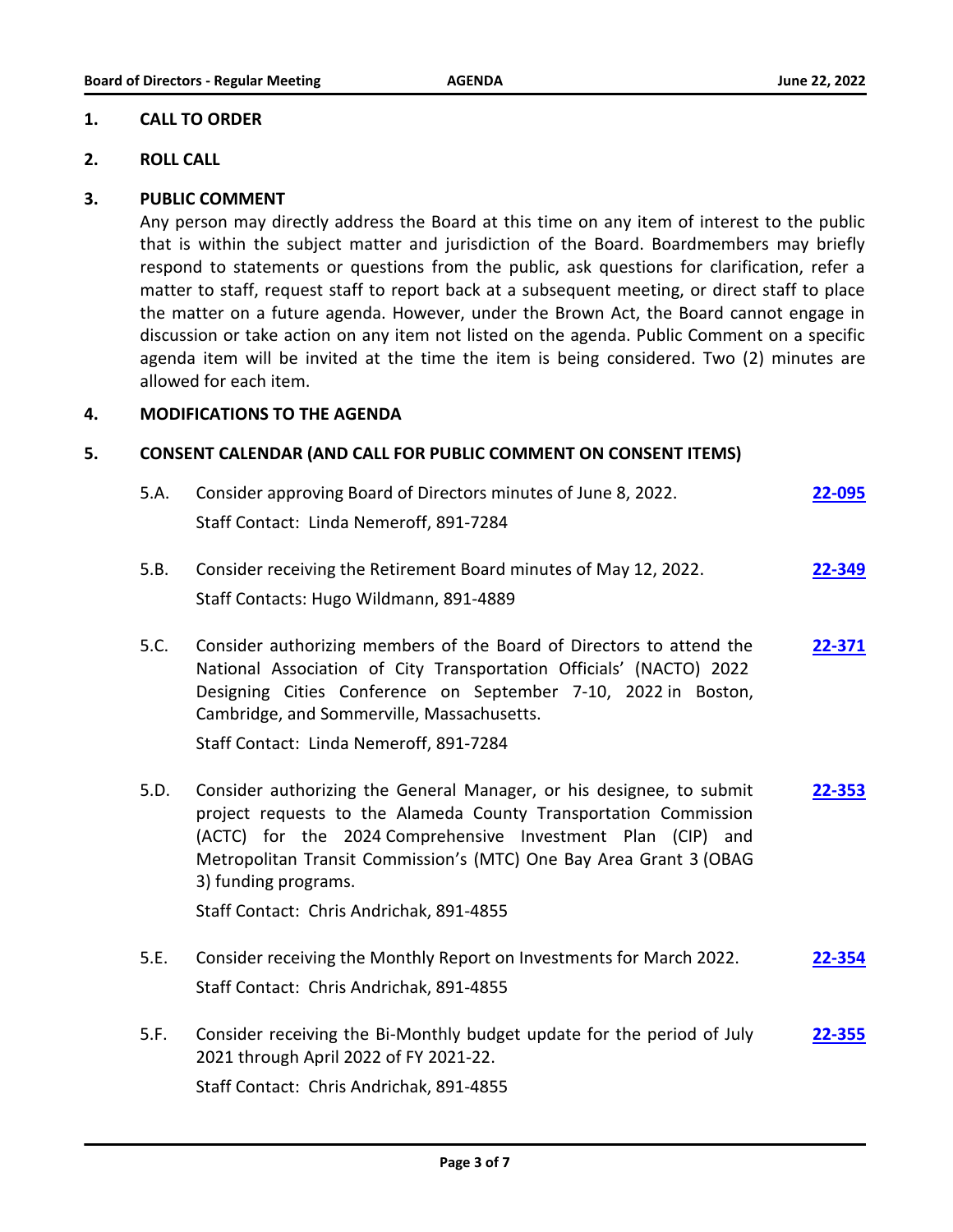## 1. CALL TO ORDER

## 2. ROLL CALL

## 3. PUBLIC COMMENT

Any person may directly address the Board at this time on any item of interest to the public that is within the subject matter and jurisdiction of the Board. Boardmembers may briefly respond to statements or questions from the public, ask questions for clarification, refer a matter to staff, request staff to report back at a subsequent meeting, or direct staff to place the matter on a future agenda. However, under the Brown Act, the Board cannot engage in discussion or take action on any item not listed on the agenda. Public Comment on a specific agenda item will be invited at the time the item is being considered. Two (2) minutes are allowed for each item.

## 4. MODIFICATIONS TO THE AGENDA

## 5. CONSENT CALENDAR (AND CALL FOR PUBLIC COMMENT ON CONSENT ITEMS)

**5.A.** Consider approving Board of Directors minutes of June 8, 2022. **22-095**

Staff Contact: Linda Nemeroff, 891-7284

**5.B.** Consider receiving the Retirement Board minutes of May 12, 2022. **22-349**

Staff Contacts: Hugo Wildmann, 891-4889

**5.C.** Consider authorizing members of the Board of Directors to attend the National Association of City Transportation Officials' (NACTO) 2022 Designing Cities Conference on September 7-10, 2022 in Boston, Cambridge, and Sommerville, Massachusetts. **22-371**

Staff Contact: Linda Nemeroff, 891-7284

**5.D.** Consider authorizing the General Manager, or his designee, to submit project requests to the Alameda County Transportation Commission (ACTC) for the 2024 Comprehensive Investment Plan (CIP) and Metropolitan Transit Commission's (MTC) One Bay Area Grant 3 (OBAG 3) funding programs. **22-353**

Staff Contact: Chris Andrichak, 891-4855

**5.E.** Consider receiving the Monthly Report on Investments for March 2022. **22-354**

Staff Contact: Chris Andrichak, 891-4855

**5.F.** Consider receiving the Bi-Monthly budget update for the period of July 2021 through April 2022 of FY 2021-22. **22-355**

Staff Contact: Chris Andrichak, 891-4855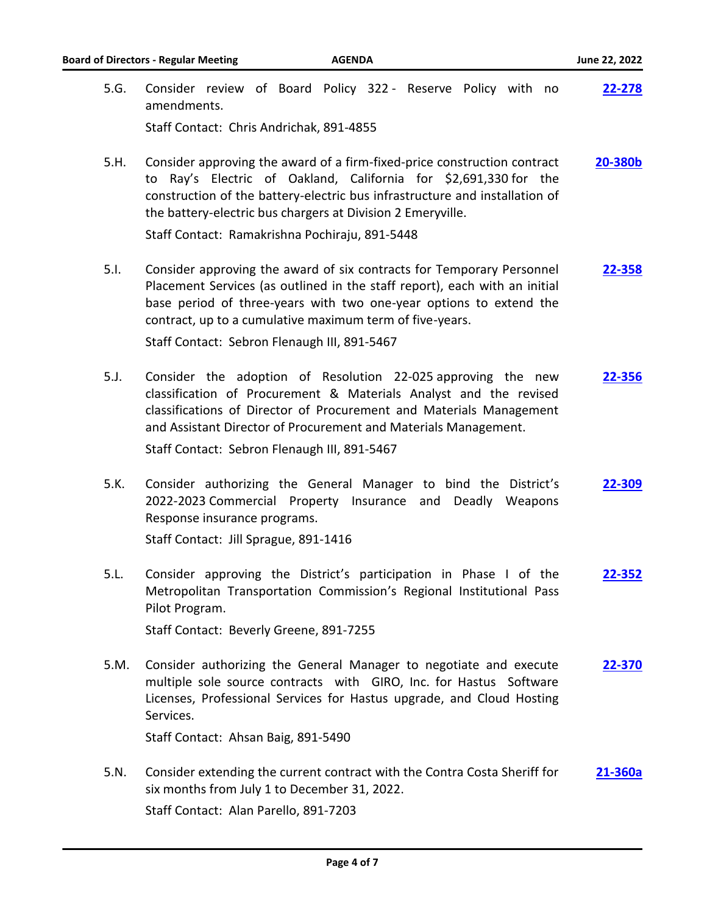5.G. Consider review of Board Policy 322 - Reserve Policy with no amendments. **22-278**

Staff Contact: Chris Andrichak, 891-4855

5.H. Consider approving the award of a firm-fixed-price construction contract to Ray's Electric of Oakland, California for $2,691,330 for the construction of the battery-electric bus infrastructure and installation of the battery-electric bus chargers at Division 2 Emeryville. **20-380b**

Staff Contact: Ramakrishna Pochiraju, 891-5448

5.I. Consider approving the award of six contracts for Temporary Personnel Placement Services (as outlined in the staff report), each with an initial base period of three-years with two one-year options to extend the contract, up to a cumulative maximum term of five-years. **22-358**

Staff Contact: Sebron Flenaugh III, 891-5467

5.J. Consider the adoption of Resolution 22-025 approving the new classification of Procurement & Materials Analyst and the revised classifications of Director of Procurement and Materials Management and Assistant Director of Procurement and Materials Management. **22-356**

Staff Contact: Sebron Flenaugh III, 891-5467

5.K. Consider authorizing the General Manager to bind the District's 2022-2023 Commercial Property Insurance and Deadly Weapons Response insurance programs. **22-309**

Staff Contact: Jill Sprague, 891-1416

5.L. Consider approving the District's participation in Phase I of the Metropolitan Transportation Commission's Regional Institutional Pass Pilot Program. **22-352**

Staff Contact: Beverly Greene, 891-7255

5.M. Consider authorizing the General Manager to negotiate and execute multiple sole source contracts with GIRO, Inc. for Hastus Software Licenses, Professional Services for Hastus upgrade, and Cloud Hosting Services. **22-370**

Staff Contact: Ahsan Baig, 891-5490

5.N. Consider extending the current contract with the Contra Costa Sheriff for six months from July 1 to December 31, 2022. **21-360a**

Staff Contact: Alan Parello, 891-7203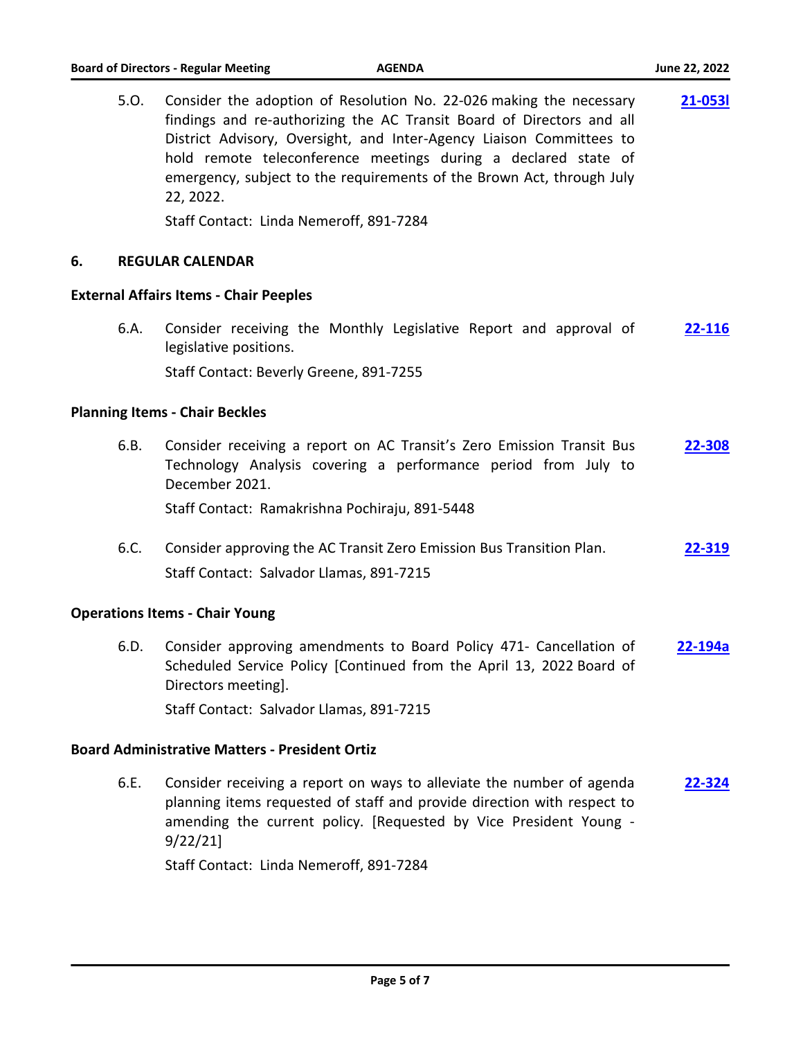5.O. Consider the adoption of Resolution No. 22-026 making the necessary findings and re-authorizing the AC Transit Board of Directors and all District Advisory, Oversight, and Inter-Agency Liaison Committees to hold remote teleconference meetings during a declared state of emergency, subject to the requirements of the Brown Act, through July 22, 2022. **21-053l**

Staff Contact: Linda Nemeroff, 891-7284

## 6. REGULAR CALENDAR

### External Affairs Items - Chair Peeples

6.A. Consider receiving the Monthly Legislative Report and approval of legislative positions. **22-116**

Staff Contact: Beverly Greene, 891-7255

### Planning Items - Chair Beckles

6.B. Consider receiving a report on AC Transit's Zero Emission Transit Bus Technology Analysis covering a performance period from July to December 2021. **22-308**

Staff Contact: Ramakrishna Pochiraju, 891-5448

6.C. Consider approving the AC Transit Zero Emission Bus Transition Plan. **22-319**

Staff Contact: Salvador Llamas, 891-7215

### Operations Items - Chair Young

6.D. Consider approving amendments to Board Policy 471- Cancellation of Scheduled Service Policy [Continued from the April 13, 2022 Board of Directors meeting]. **22-194a**

Staff Contact: Salvador Llamas, 891-7215

### Board Administrative Matters - President Ortiz

6.E. Consider receiving a report on ways to alleviate the number of agenda planning items requested of staff and provide direction with respect to amending the current policy. [Requested by Vice President Young - 9/22/21] **22-324**

Staff Contact: Linda Nemeroff, 891-7284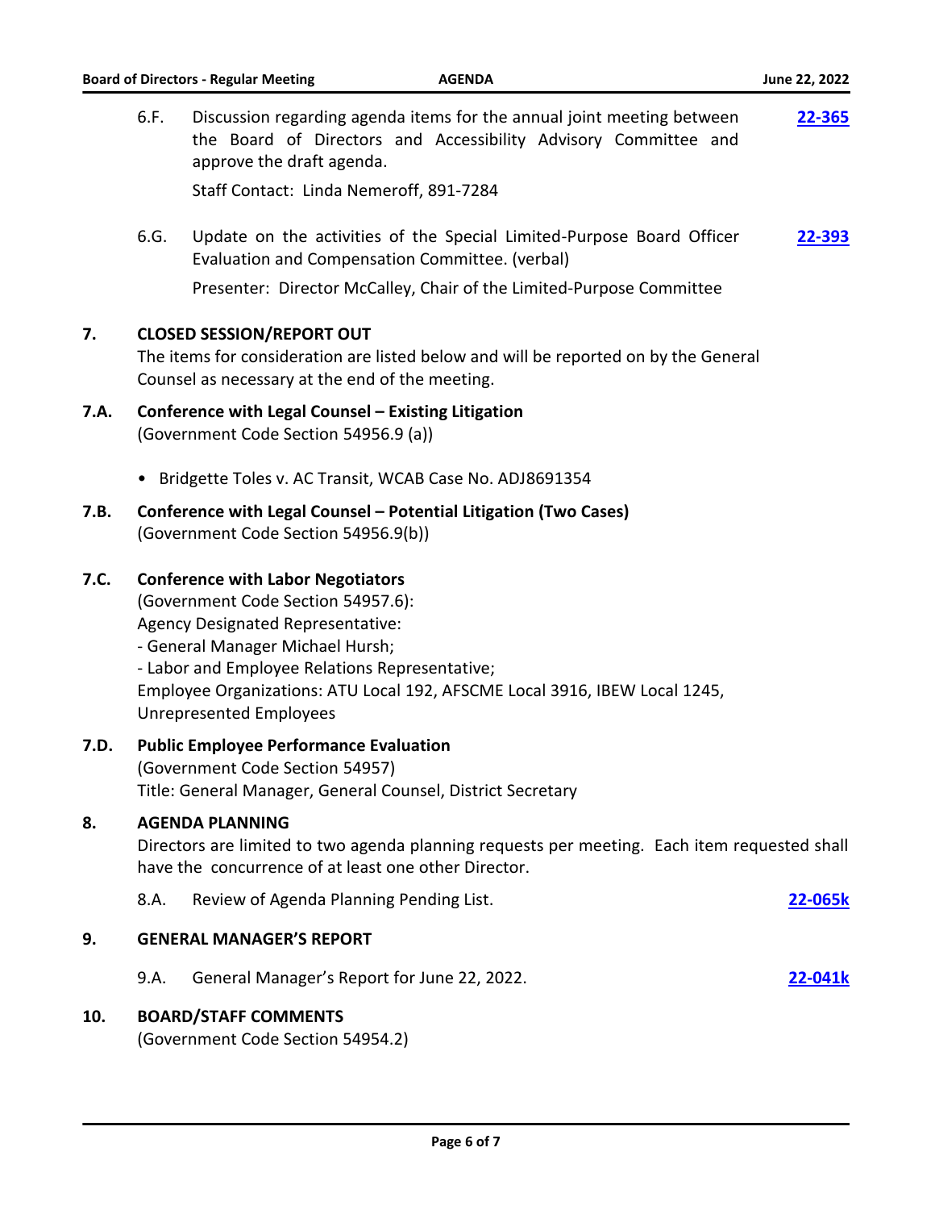6.F. Discussion regarding agenda items for the annual joint meeting between the Board of Directors and Accessibility Advisory Committee and approve the draft agenda. **22-365**

Staff Contact: Linda Nemeroff, 891-7284

6.G. Update on the activities of the Special Limited-Purpose Board Officer Evaluation and Compensation Committee. (verbal) **22-393**

Presenter: Director McCalley, Chair of the Limited-Purpose Committee

## 7. CLOSED SESSION/REPORT OUT

The items for consideration are listed below and will be reported on by the General Counsel as necessary at the end of the meeting.

### 7.A. Conference with Legal Counsel – Existing Litigation

(Government Code Section 54956.9 (a))

- Bridgette Toles v. AC Transit, WCAB Case No. ADJ8691354

### 7.B. Conference with Legal Counsel – Potential Litigation (Two Cases)

(Government Code Section 54956.9(b))

### 7.C. Conference with Labor Negotiators

(Government Code Section 54957.6):
Agency Designated Representative:
- General Manager Michael Hursh;
- Labor and Employee Relations Representative;
Employee Organizations: ATU Local 192, AFSCME Local 3916, IBEW Local 1245, Unrepresented Employees

### 7.D. Public Employee Performance Evaluation

(Government Code Section 54957)
Title: General Manager, General Counsel, District Secretary

## 8. AGENDA PLANNING

Directors are limited to two agenda planning requests per meeting. Each item requested shall have the concurrence of at least one other Director.

8.A. Review of Agenda Planning Pending List. **22-065k**

## 9. GENERAL MANAGER'S REPORT

9.A. General Manager's Report for June 22, 2022. **22-041k**

## 10. BOARD/STAFF COMMENTS

(Government Code Section 54954.2)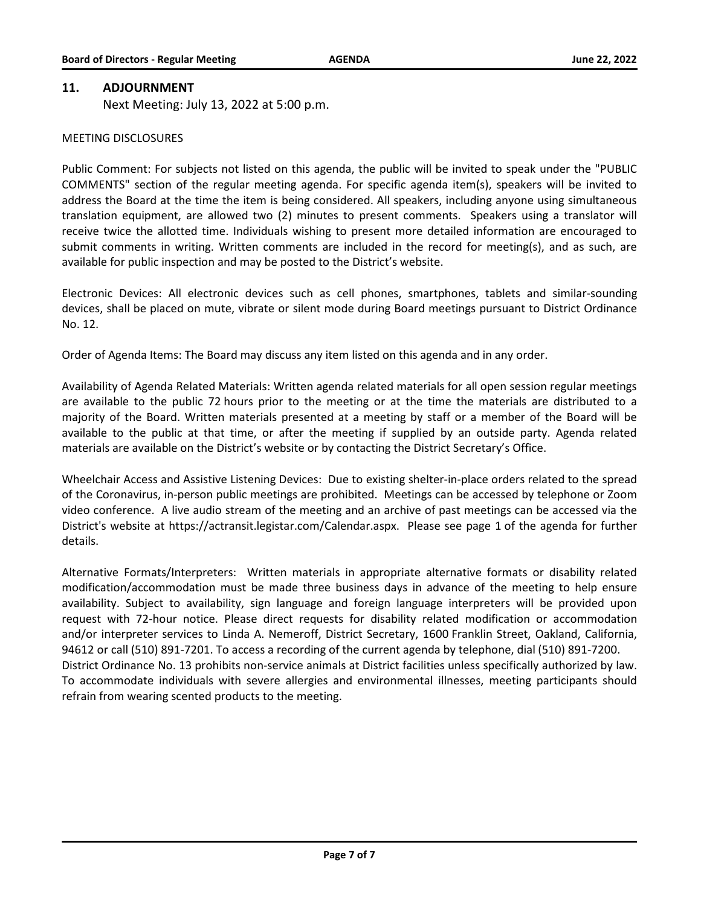## 11. ADJOURNMENT

Next Meeting: July 13, 2022 at 5:00 p.m.

MEETING DISCLOSURES

Public Comment: For subjects not listed on this agenda, the public will be invited to speak under the "PUBLIC COMMENTS" section of the regular meeting agenda. For specific agenda item(s), speakers will be invited to address the Board at the time the item is being considered. All speakers, including anyone using simultaneous translation equipment, are allowed two (2) minutes to present comments. Speakers using a translator will receive twice the allotted time. Individuals wishing to present more detailed information are encouraged to submit comments in writing. Written comments are included in the record for meeting(s), and as such, are available for public inspection and may be posted to the District's website.

Electronic Devices: All electronic devices such as cell phones, smartphones, tablets and similar-sounding devices, shall be placed on mute, vibrate or silent mode during Board meetings pursuant to District Ordinance No. 12.

Order of Agenda Items: The Board may discuss any item listed on this agenda and in any order.

Availability of Agenda Related Materials: Written agenda related materials for all open session regular meetings are available to the public 72 hours prior to the meeting or at the time the materials are distributed to a majority of the Board. Written materials presented at a meeting by staff or a member of the Board will be available to the public at that time, or after the meeting if supplied by an outside party. Agenda related materials are available on the District's website or by contacting the District Secretary's Office.

Wheelchair Access and Assistive Listening Devices: Due to existing shelter-in-place orders related to the spread of the Coronavirus, in-person public meetings are prohibited. Meetings can be accessed by telephone or Zoom video conference. A live audio stream of the meeting and an archive of past meetings can be accessed via the District's website at https://actransit.legistar.com/Calendar.aspx. Please see page 1 of the agenda for further details.

Alternative Formats/Interpreters: Written materials in appropriate alternative formats or disability related modification/accommodation must be made three business days in advance of the meeting to help ensure availability. Subject to availability, sign language and foreign language interpreters will be provided upon request with 72-hour notice. Please direct requests for disability related modification or accommodation and/or interpreter services to Linda A. Nemeroff, District Secretary, 1600 Franklin Street, Oakland, California, 94612 or call (510) 891-7201. To access a recording of the current agenda by telephone, dial (510) 891-7200.
District Ordinance No. 13 prohibits non-service animals at District facilities unless specifically authorized by law. To accommodate individuals with severe allergies and environmental illnesses, meeting participants should refrain from wearing scented products to the meeting.